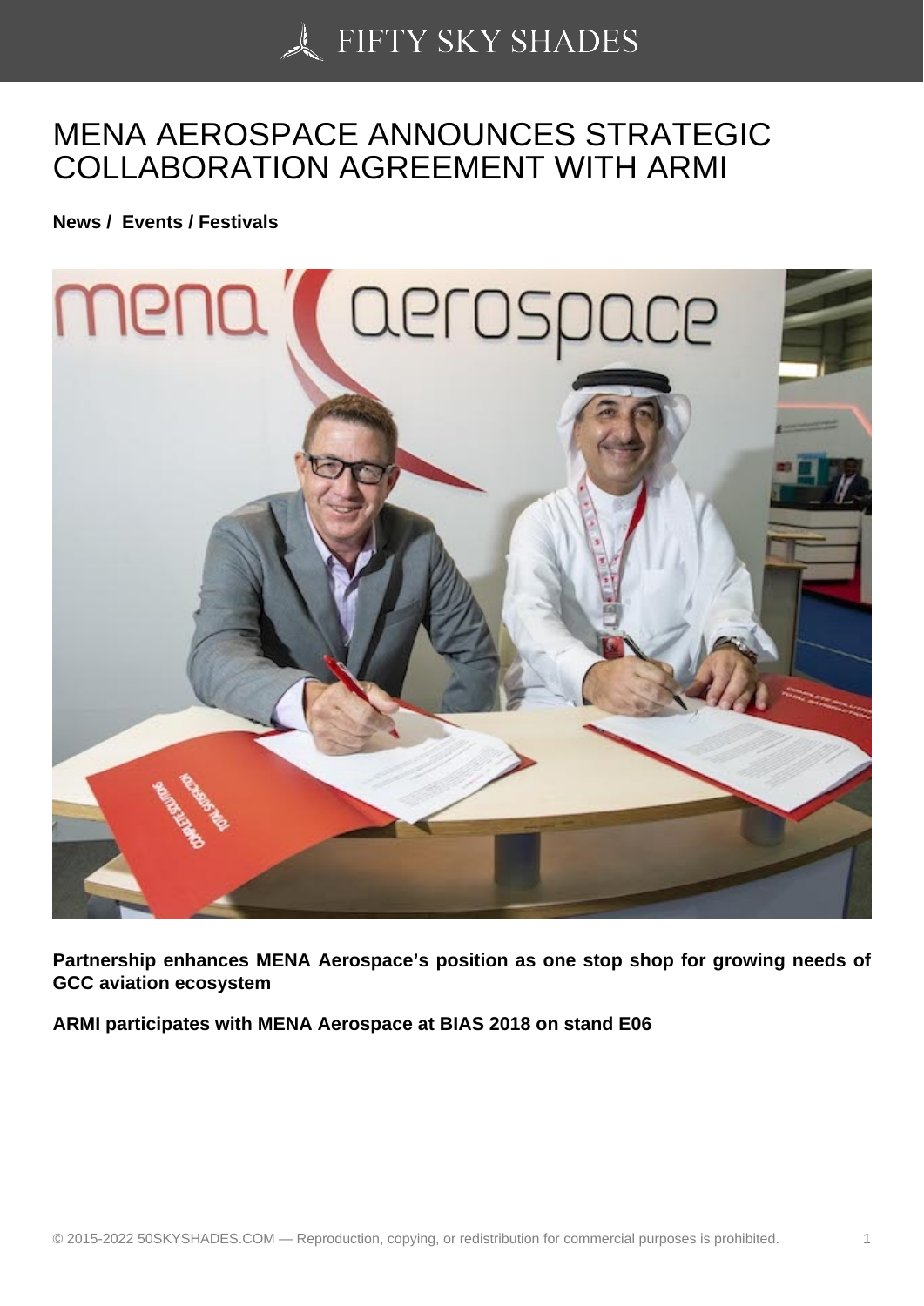# MENA AEROSPACE ANNOUNCES STRATEGIC COLLABORATION AGREEMENT WITH ARMI

**News / Events / Festivals**

**Partnership enhances MENA Aerospace's position as one stop shop for growing needs of GCC aviation ecosystem**

**ARMI participates with MENA Aerospace at BIAS 2018 on stand E06**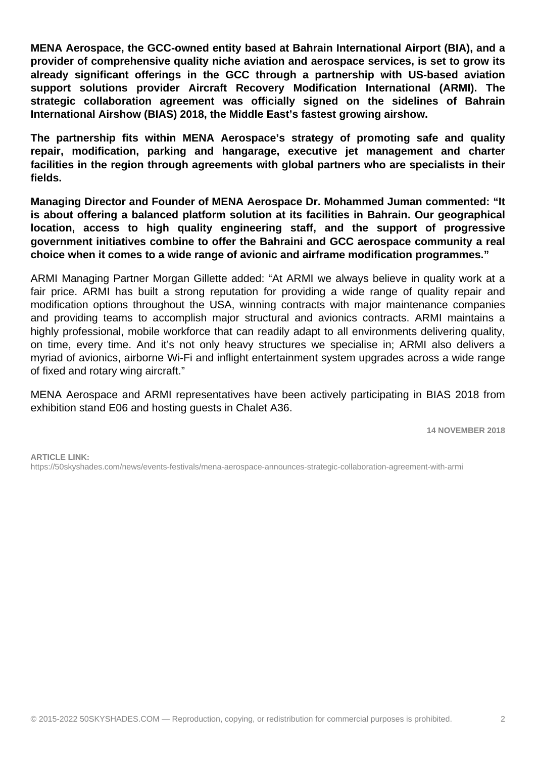**MENA Aerospace, the GCC-owned entity based at Bahrain International Airport (BIA), and a provider of comprehensive quality niche aviation and aerospace services, is set to grow its already significant offerings in the GCC through a partnership with US-based aviation support solutions provider Aircraft Recovery Modification International (ARMI). The strategic collaboration agreement was officially signed on the sidelines of Bahrain International Airshow (BIAS) 2018, the Middle East's fastest growing airshow.**

**The partnership fits within MENA Aerospace's strategy of promoting safe and quality repair, modification, parking and hangarage, executive jet management and charter facilities in the region through agreements with global partners who are specialists in their fields.**

**Managing Director and Founder of MENA Aerospace Dr. Mohammed Juman commented: "It is about offering a balanced platform solution at its facilities in Bahrain. Our geographical location, access to high quality engineering staff, and the support of progressive government initiatives combine to offer the Bahraini and GCC aerospace community a real choice when it comes to a wide range of avionic and airframe modification programmes."**

ARMI Managing Partner Morgan Gillette added: "At ARMI we always believe in quality work at a fair price. ARMI has built a strong reputation for providing a wide range of quality repair and modification options throughout the USA, winning contracts with major maintenance companies and providing teams to accomplish major structural and avionics contracts. ARMI maintains a highly professional, mobile workforce that can readily adapt to all environments delivering quality, on time, every time. And it's not only heavy structures we specialise in; ARMI also delivers a myriad of avionics, airborne Wi-Fi and inflight entertainment system upgrades across a wide range of fixed and rotary wing aircraft."

MENA Aerospace and ARMI representatives have been actively participating in BIAS 2018 from exhibition stand E06 and hosting guests in Chalet A36.

**14 NOVEMBER 2018**

**ARTICLE LINK:**
https://50skyshades.com/news/events-festivals/mena-aerospace-announces-strategic-collaboration-agreement-with-armi